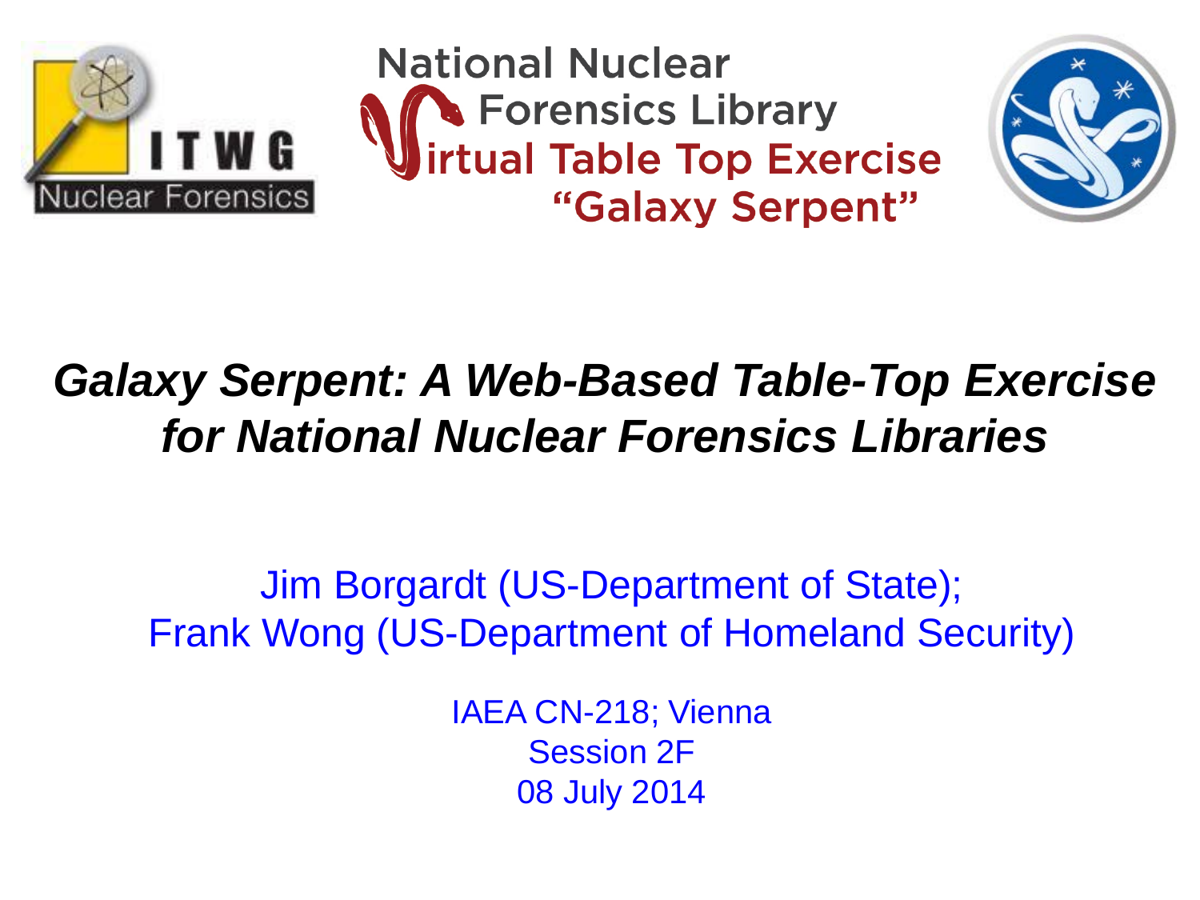ITWG Nuclear Forensics

National Nuclear Forensics Library Virtual Table Top Exercise "Galaxy Serpent"

# *Galaxy Serpent: A Web-Based Table-Top Exercise for National Nuclear Forensics Libraries*

Jim Borgardt (US-Department of State);
Frank Wong (US-Department of Homeland Security)

IAEA CN-218; Vienna
Session 2F
08 July 2014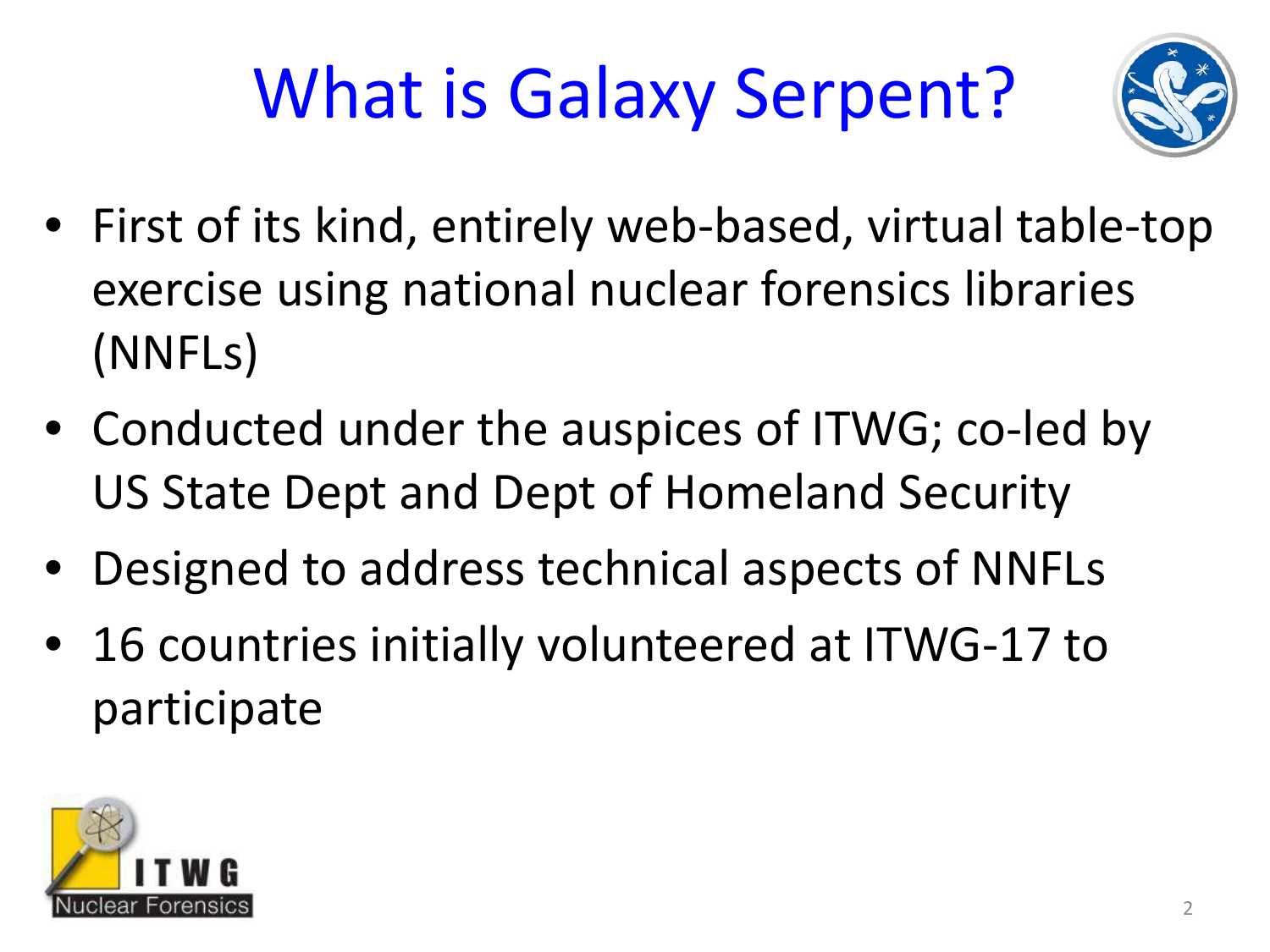# What is Galaxy Serpent?

- First of its kind, entirely web-based, virtual table-top exercise using national nuclear forensics libraries (NNFLs)
- Conducted under the auspices of ITWG; co-led by US State Dept and Dept of Homeland Security
- Designed to address technical aspects of NNFLs
- 16 countries initially volunteered at ITWG-17 to participate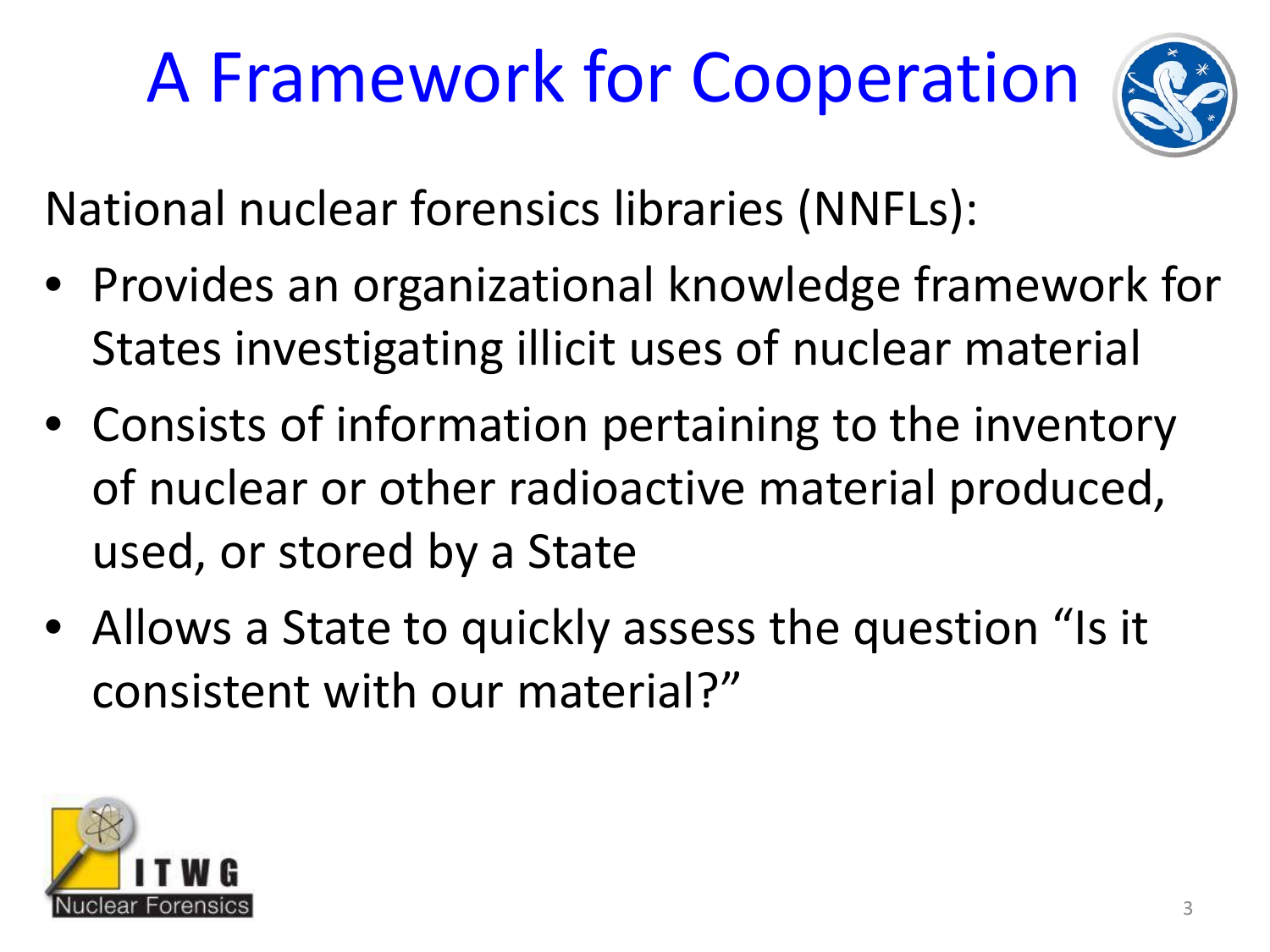# A Framework for Cooperation

National nuclear forensics libraries (NNFLs):

- Provides an organizational knowledge framework for States investigating illicit uses of nuclear material
- Consists of information pertaining to the inventory of nuclear or other radioactive material produced, used, or stored by a State
- Allows a State to quickly assess the question "Is it consistent with our material?"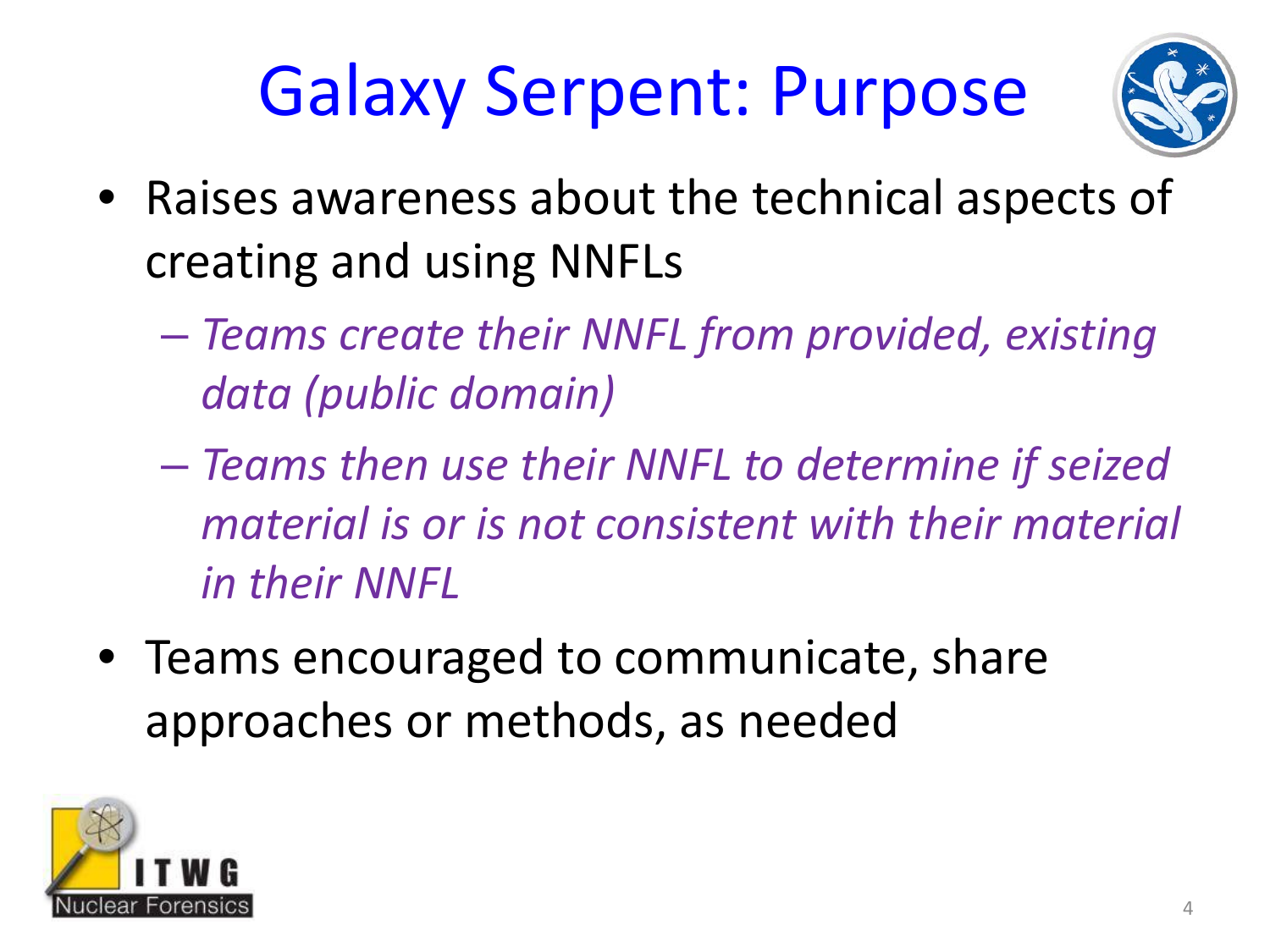# Galaxy Serpent: Purpose

- Raises awareness about the technical aspects of creating and using NNFLs
  - *Teams create their NNFL from provided, existing data (public domain)*
  - *Teams then use their NNFL to determine if seized material is or is not consistent with their material in their NNFL*
- Teams encouraged to communicate, share approaches or methods, as needed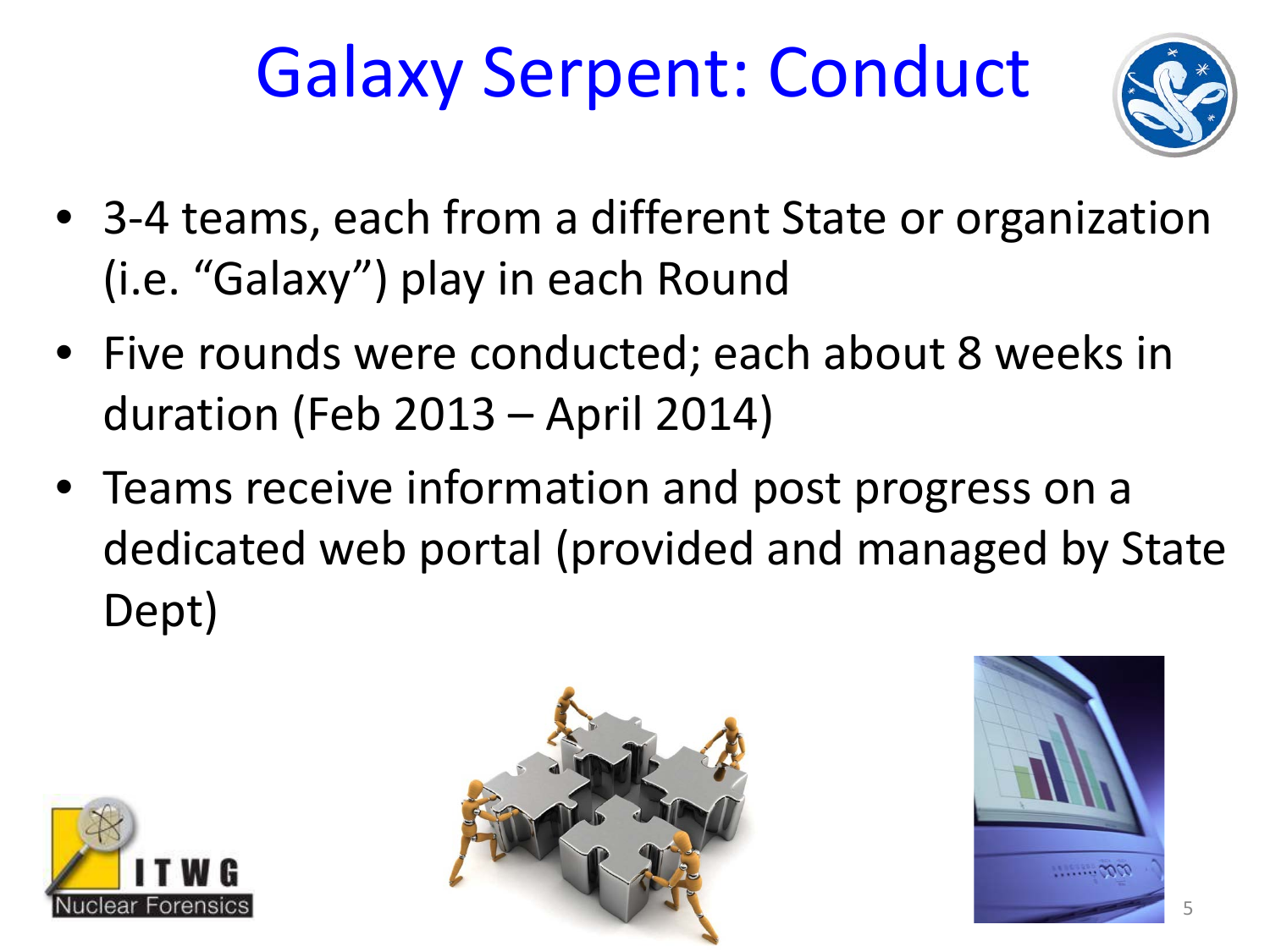# Galaxy Serpent: Conduct

- 3-4 teams, each from a different State or organization (i.e. “Galaxy”) play in each Round
- Five rounds were conducted; each about 8 weeks in duration (Feb 2013 – April 2014)
- Teams receive information and post progress on a dedicated web portal (provided and managed by State Dept)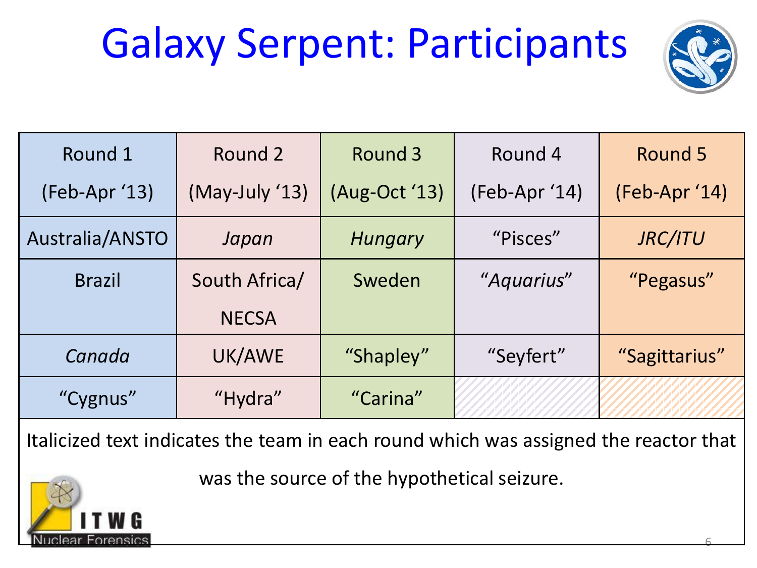# Galaxy Serpent: Participants

| Round 1 (Feb-Apr '13) | Round 2 (May-July '13) | Round 3 (Aug-Oct '13) | Round 4 (Feb-Apr '14) | Round 5 (Feb-Apr '14) |
|---|---|---|---|---|
| Australia/ANSTO | *Japan* | *Hungary* | "Pisces" | *JRC/ITU* |
| Brazil | South Africa/ NECSA | Sweden | "*Aquarius*" | "Pegasus" |
| *Canada* | UK/AWE | "Shapley" | "Seyfert" | "Sagittarius" |
| "Cygnus" | "Hydra" | "Carina" | | |

Italicized text indicates the team in each round which was assigned the reactor that was the source of the hypothetical seizure.

ITWG Nuclear Forensics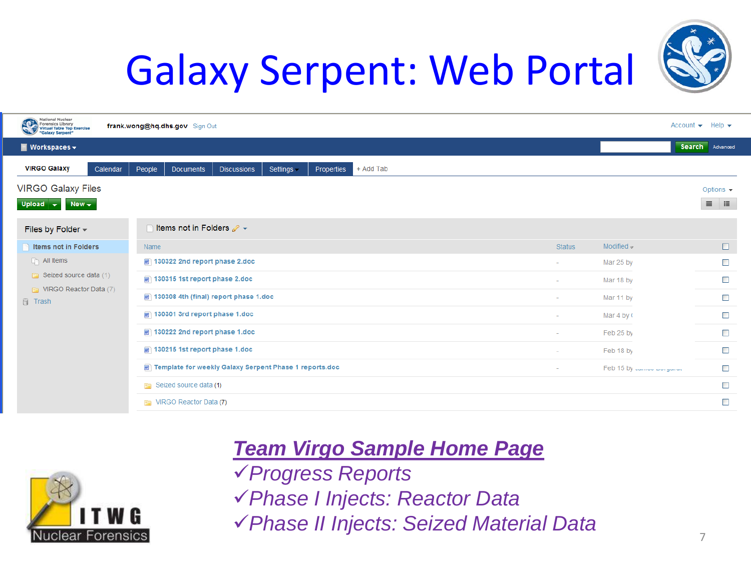# Galaxy Serpent: Web Portal

National Nuclear Forensics Library Virtual Table Top Exercise "Galaxy Serpent"

frank.wong@hq.dhs.gov Sign Out

Account Help

Workspaces Search Advanced

VIRGO Galaxy | Calendar | People | Documents | Discussions | Settings | Properties | + Add Tab

## VIRGO Galaxy Files

Upload New Options

**Files by Folder**

- Items not in Folders
- All Items
- Seized source data (1)
- VIRGO Reactor Data (7)
- Trash

**Items not in Folders**

| Name | Status | Modified |
|---|---|---|
| 130322 2nd report phase 2.doc | - | Mar 25 by |
| 130315 1st report phase 2.doc | - | Mar 18 by |
| 130308 4th (final) report phase 1.doc | - | Mar 11 by |
| 130301 3rd report phase 1.doc | - | Mar 4 by |
| 130222 2nd report phase 1.doc | - | Feb 25 by |
| 130215 1st report phase 1.doc | - | Feb 18 by |
| Template for weekly Galaxy Serpent Phase 1 reports.doc | - | Feb 15 by |
| Seized source data (1) | | |
| VIRGO Reactor Data (7) | | |

ITWG Nuclear Forensics

***Team Virgo Sample Home Page***

✓*Progress Reports*

✓*Phase I Injects: Reactor Data*

✓*Phase II Injects: Seized Material Data*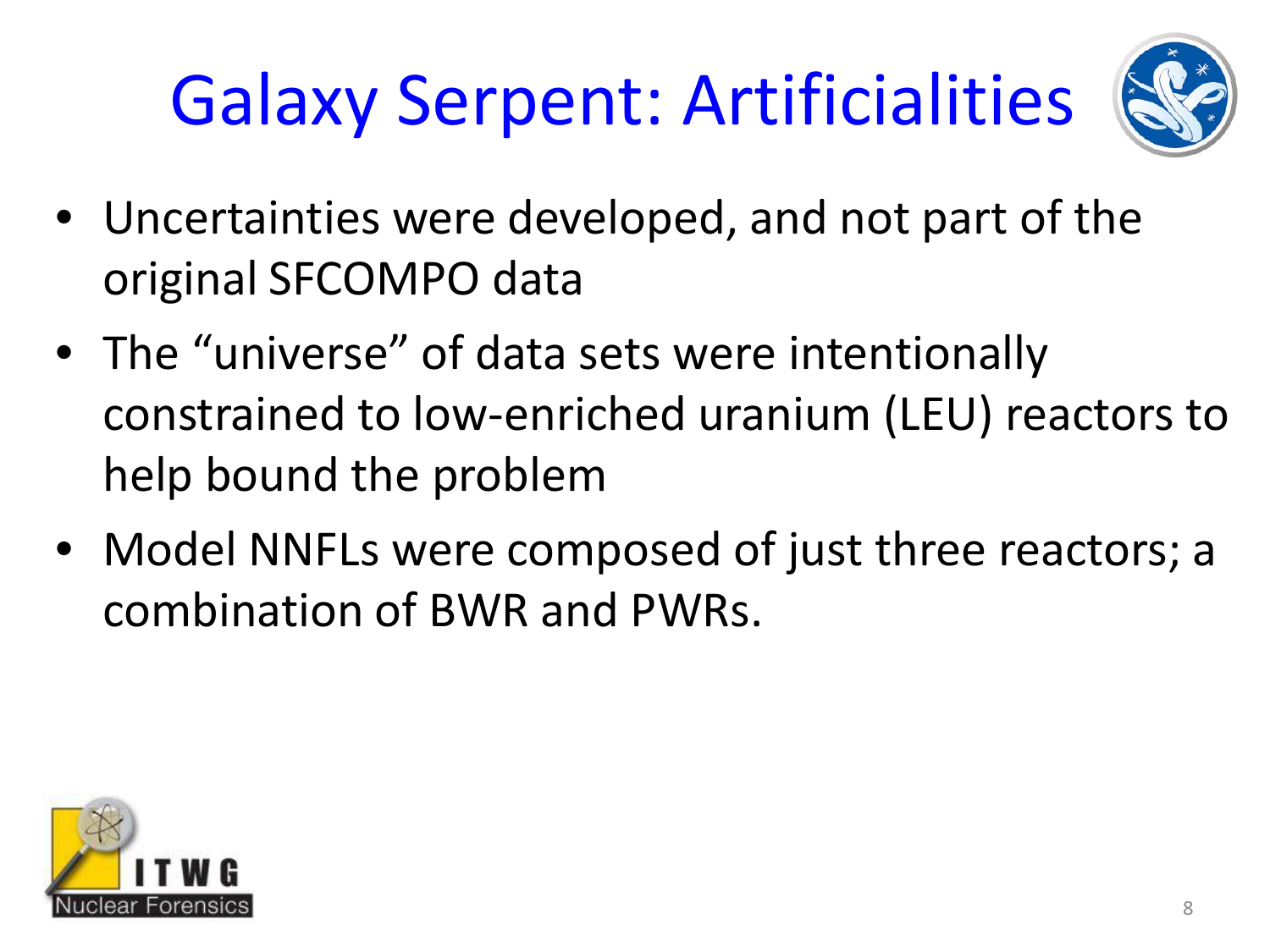# Galaxy Serpent: Artificialities

- Uncertainties were developed, and not part of the original SFCOMPO data
- The "universe" of data sets were intentionally constrained to low-enriched uranium (LEU) reactors to help bound the problem
- Model NNFLs were composed of just three reactors; a combination of BWR and PWRs.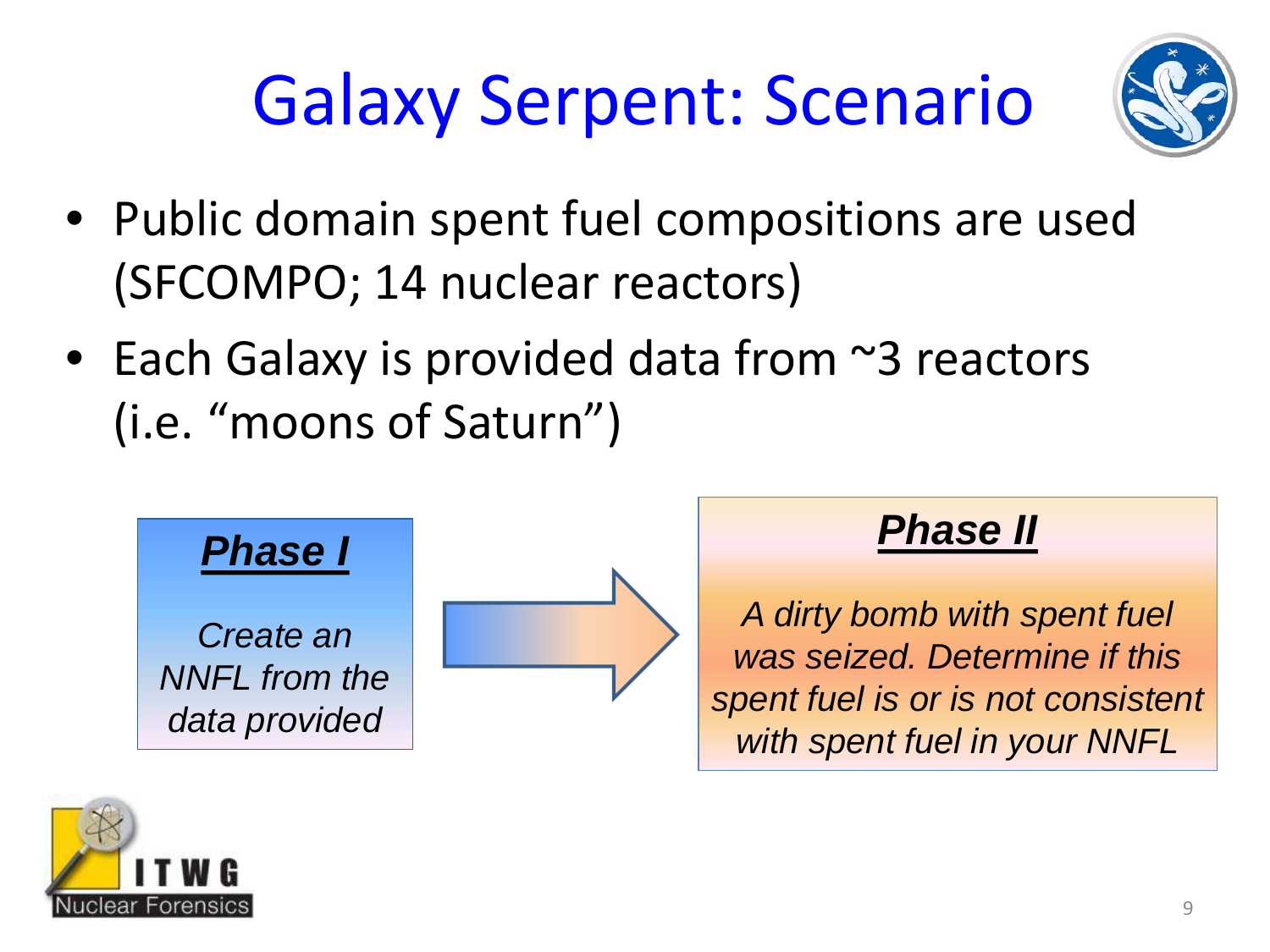# Galaxy Serpent: Scenario

- Public domain spent fuel compositions are used (SFCOMPO; 14 nuclear reactors)
- Each Galaxy is provided data from ~3 reactors (i.e. "moons of Saturn")

***Phase I***

*Create an NNFL from the data provided*

→

***Phase II***

*A dirty bomb with spent fuel was seized. Determine if this spent fuel is or is not consistent with spent fuel in your NNFL*

ITWG Nuclear Forensics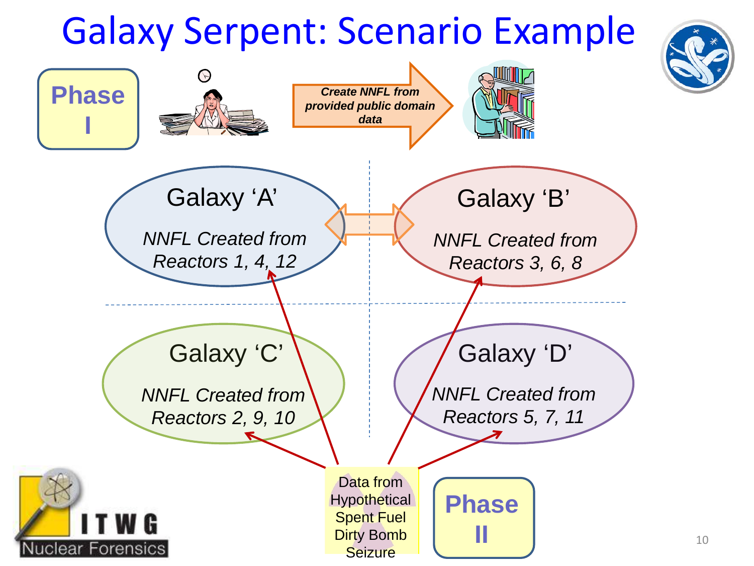# Galaxy Serpent: Scenario Example

**Phase I**

*Create NNFL from provided public domain data*

**Galaxy 'A'**
*NNFL Created from Reactors 1, 4, 12*

**Galaxy 'B'**
*NNFL Created from Reactors 3, 6, 8*

**Galaxy 'C'**
*NNFL Created from Reactors 2, 9, 10*

**Galaxy 'D'**
*NNFL Created from Reactors 5, 7, 11*

Data from Hypothetical Spent Fuel Dirty Bomb Seizure

**Phase II**

ITWG Nuclear Forensics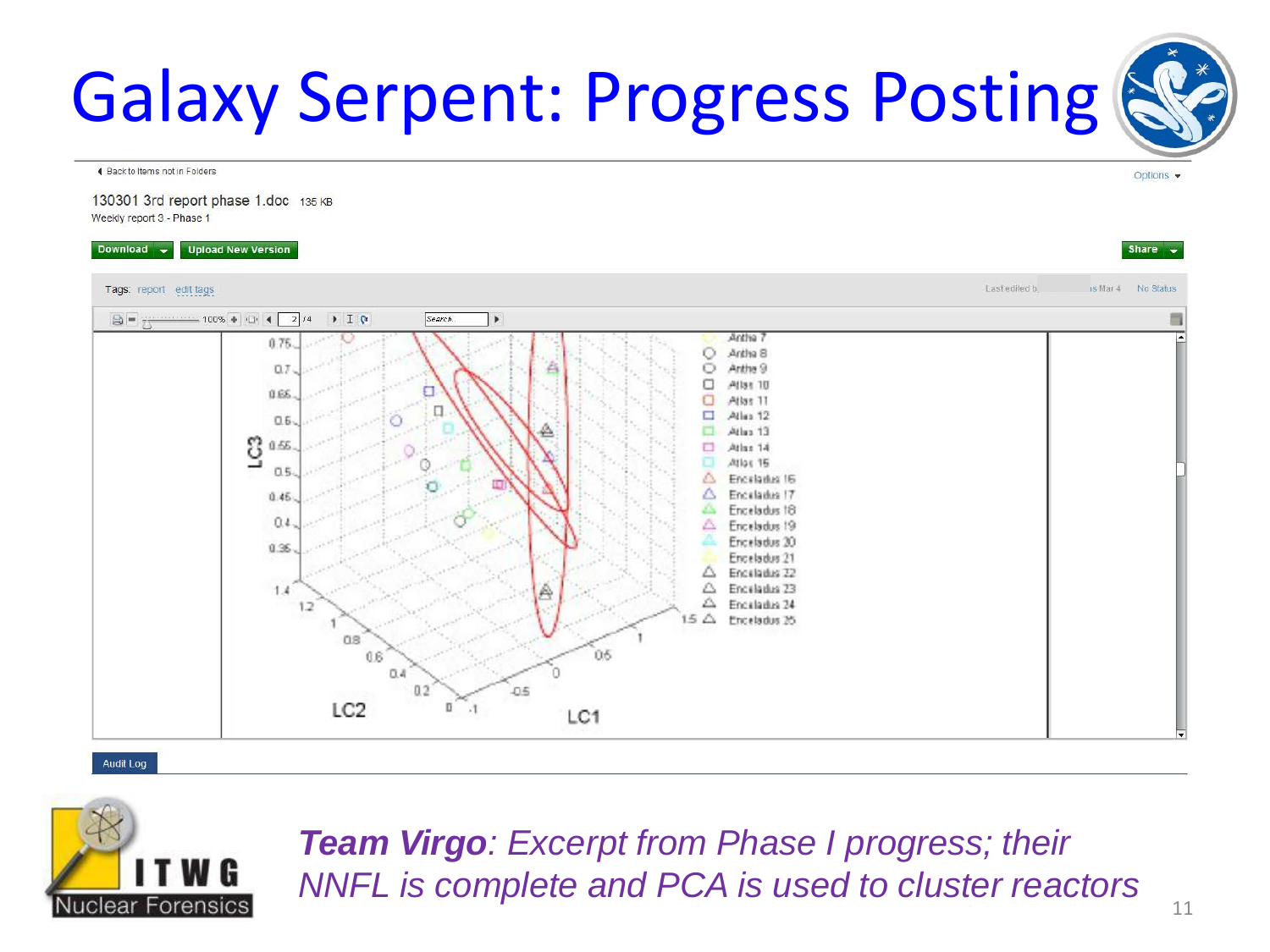# Galaxy Serpent: Progress Posting

◂ Back to Items not in Folders

Options ▾

130301 3rd report phase 1.doc 135 KB

Weekly report 3 - Phase 1

Download ▾ | Upload New Version

Share ▾

Tags: report edit tags

Last edited b... Mar 4 | No Status

Audit Log

***Team Virgo***: *Excerpt from Phase I progress; their NNFL is complete and PCA is used to cluster reactors*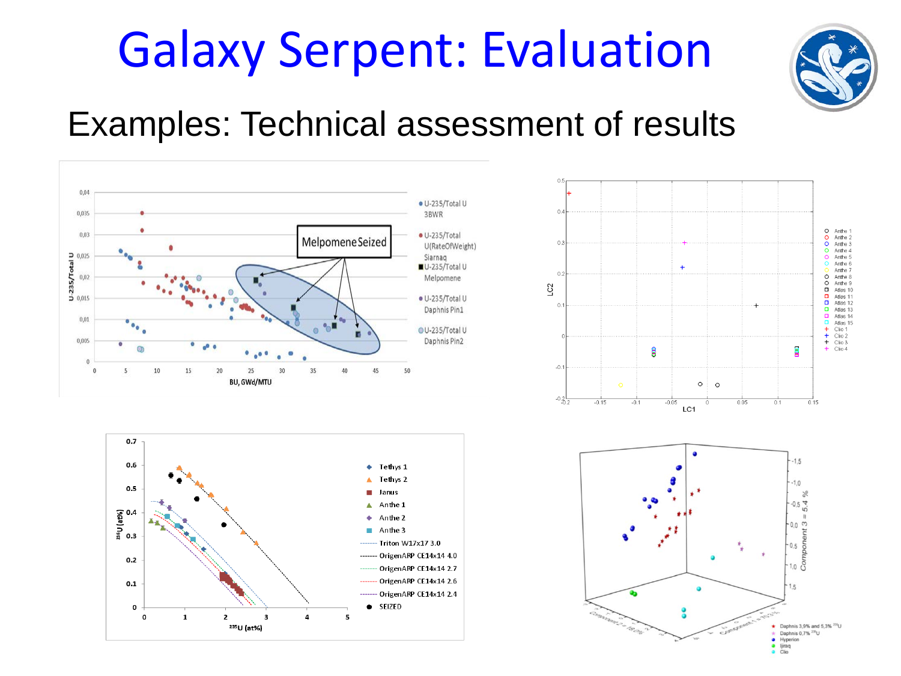# Galaxy Serpent: Evaluation

## Examples: Technical assessment of results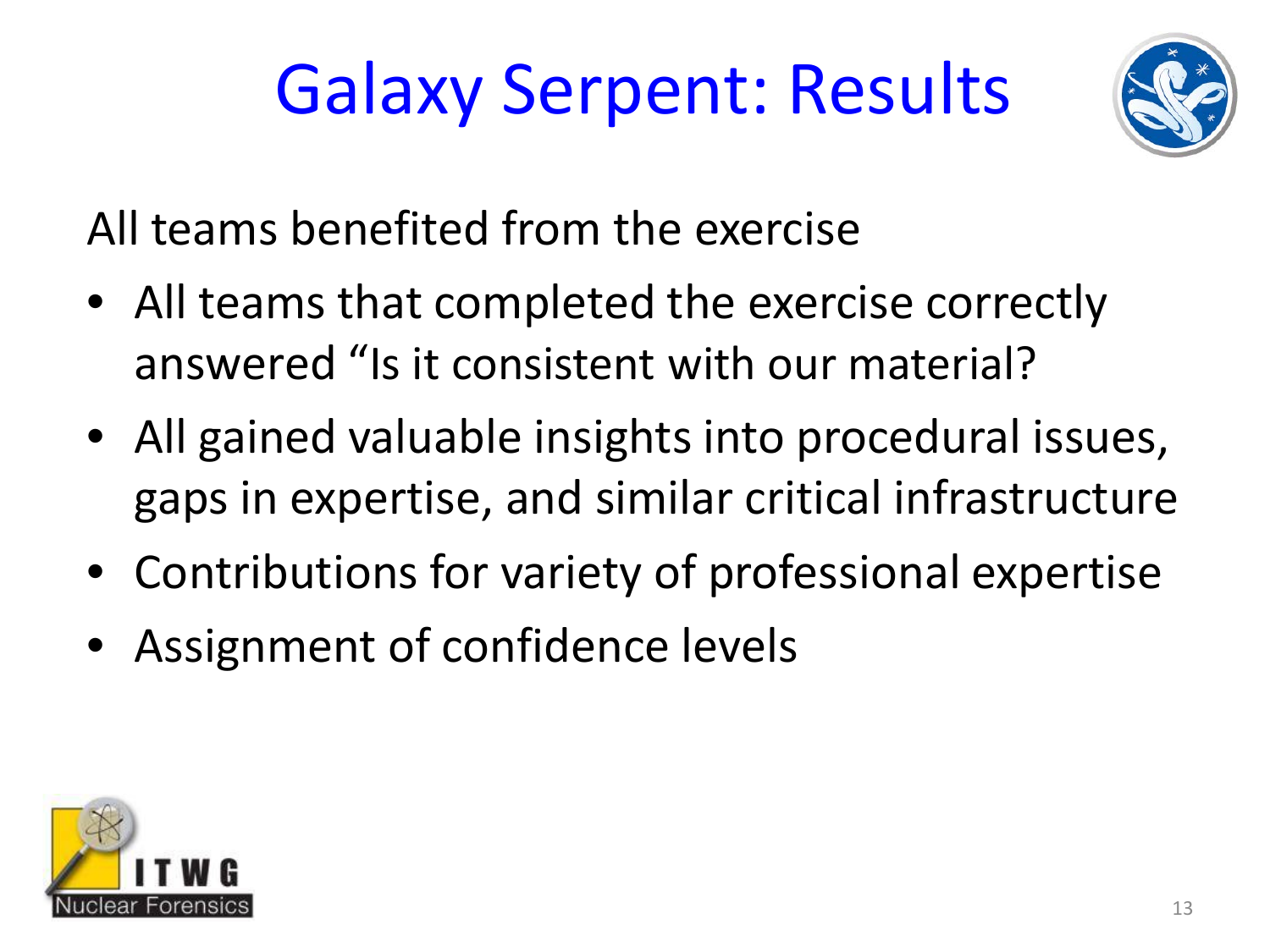# Galaxy Serpent: Results

All teams benefited from the exercise

- All teams that completed the exercise correctly answered "Is it consistent with our material?
- All gained valuable insights into procedural issues, gaps in expertise, and similar critical infrastructure
- Contributions for variety of professional expertise
- Assignment of confidence levels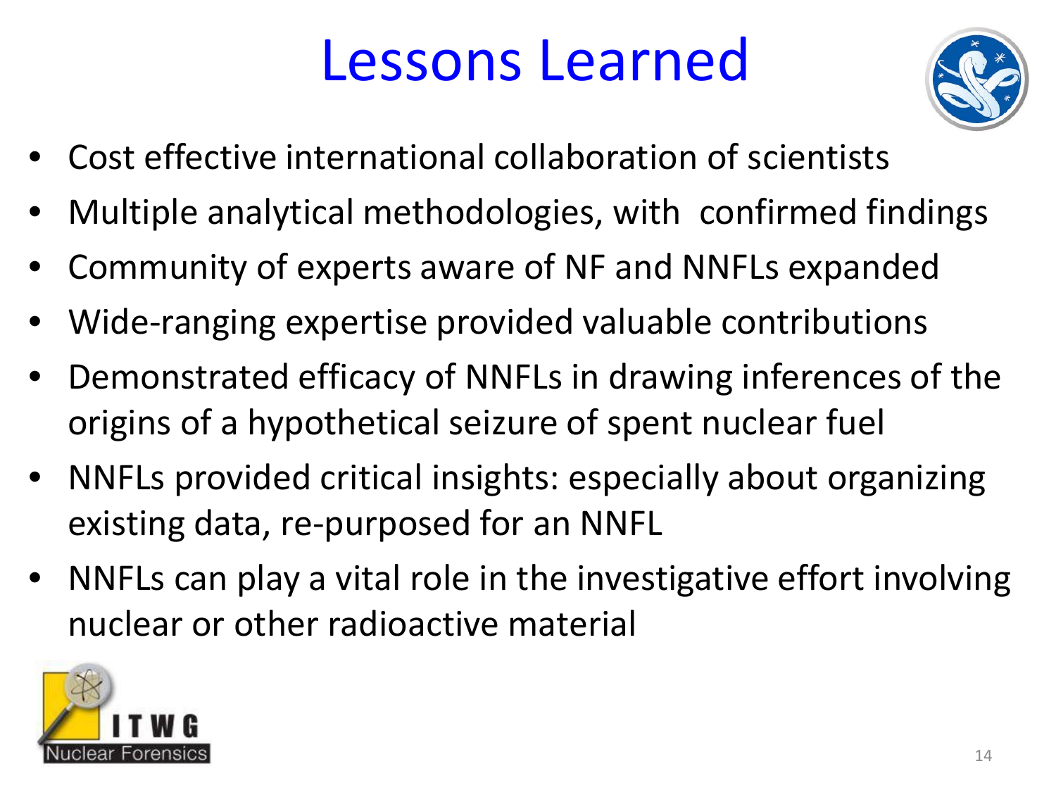# Lessons Learned

- Cost effective international collaboration of scientists
- Multiple analytical methodologies, with confirmed findings
- Community of experts aware of NF and NNFLs expanded
- Wide-ranging expertise provided valuable contributions
- Demonstrated efficacy of NNFLs in drawing inferences of the origins of a hypothetical seizure of spent nuclear fuel
- NNFLs provided critical insights: especially about organizing existing data, re-purposed for an NNFL
- NNFLs can play a vital role in the investigative effort involving nuclear or other radioactive material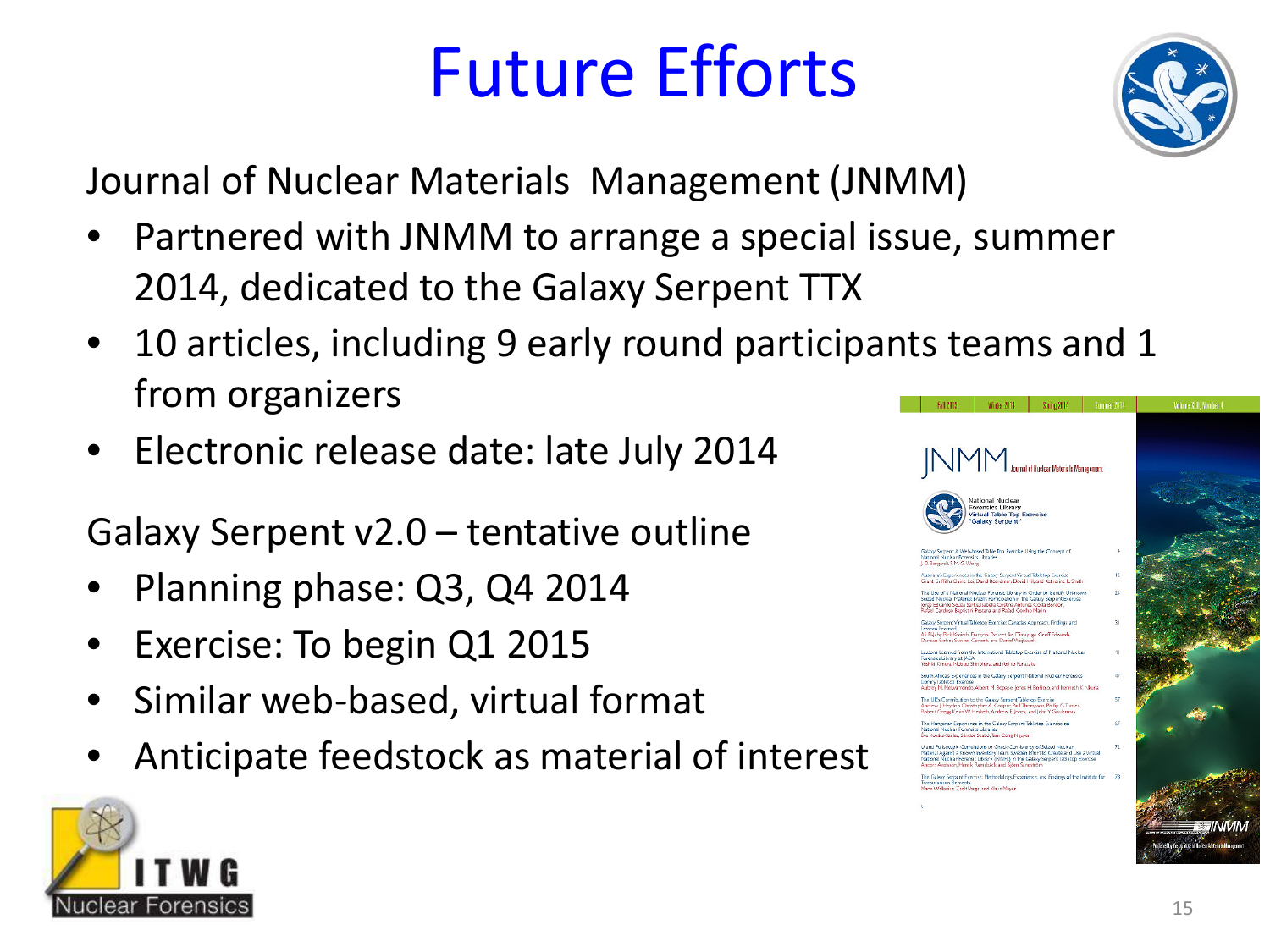# Future Efforts

Journal of Nuclear Materials Management (JNMM)

- Partnered with JNMM to arrange a special issue, summer 2014, dedicated to the Galaxy Serpent TTX
- 10 articles, including 9 early round participants teams and 1 from organizers
- Electronic release date: late July 2014

Galaxy Serpent v2.0 – tentative outline

- Planning phase: Q3, Q4 2014
- Exercise: To begin Q1 2015
- Similar web-based, virtual format
- Anticipate feedstock as material of interest